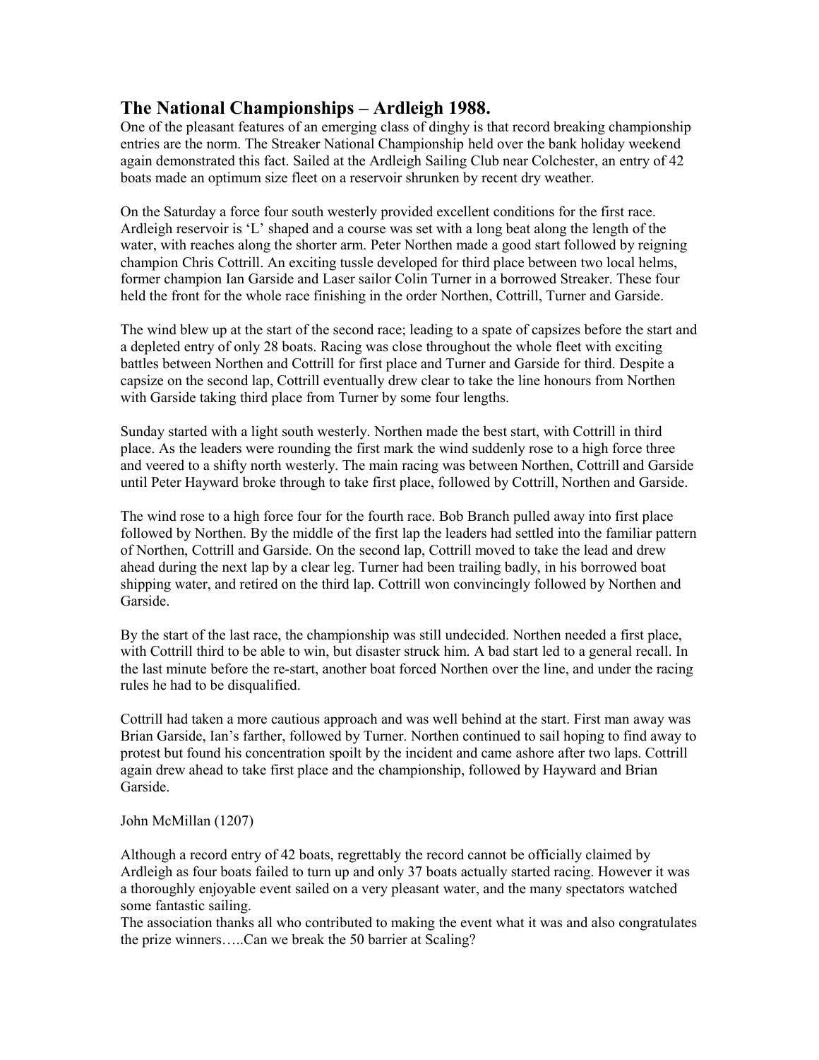## The National Championships – Ardleigh 1988.

One of the pleasant features of an emerging class of dinghy is that record breaking championship entries are the norm. The Streaker National Championship held over the bank holiday weekend again demonstrated this fact. Sailed at the Ardleigh Sailing Club near Colchester, an entry of 42 boats made an optimum size fleet on a reservoir shrunken by recent dry weather.

On the Saturday a force four south westerly provided excellent conditions for the first race. Ardleigh reservoir is 'L' shaped and a course was set with a long beat along the length of the water, with reaches along the shorter arm. Peter Northen made a good start followed by reigning champion Chris Cottrill. An exciting tussle developed for third place between two local helms, former champion Ian Garside and Laser sailor Colin Turner in a borrowed Streaker. These four held the front for the whole race finishing in the order Northen, Cottrill, Turner and Garside.

The wind blew up at the start of the second race; leading to a spate of capsizes before the start and a depleted entry of only 28 boats. Racing was close throughout the whole fleet with exciting battles between Northen and Cottrill for first place and Turner and Garside for third. Despite a capsize on the second lap, Cottrill eventually drew clear to take the line honours from Northen with Garside taking third place from Turner by some four lengths.

Sunday started with a light south westerly. Northen made the best start, with Cottrill in third place. As the leaders were rounding the first mark the wind suddenly rose to a high force three and veered to a shifty north westerly. The main racing was between Northen, Cottrill and Garside until Peter Hayward broke through to take first place, followed by Cottrill, Northen and Garside.

The wind rose to a high force four for the fourth race. Bob Branch pulled away into first place followed by Northen. By the middle of the first lap the leaders had settled into the familiar pattern of Northen, Cottrill and Garside. On the second lap, Cottrill moved to take the lead and drew ahead during the next lap by a clear leg. Turner had been trailing badly, in his borrowed boat shipping water, and retired on the third lap. Cottrill won convincingly followed by Northen and Garside.

By the start of the last race, the championship was still undecided. Northen needed a first place, with Cottrill third to be able to win, but disaster struck him. A bad start led to a general recall. In the last minute before the re-start, another boat forced Northen over the line, and under the racing rules he had to be disqualified.

Cottrill had taken a more cautious approach and was well behind at the start. First man away was Brian Garside, Ian's farther, followed by Turner. Northen continued to sail hoping to find away to protest but found his concentration spoilt by the incident and came ashore after two laps. Cottrill again drew ahead to take first place and the championship, followed by Hayward and Brian Garside.

John McMillan (1207)

Although a record entry of 42 boats, regrettably the record cannot be officially claimed by Ardleigh as four boats failed to turn up and only 37 boats actually started racing. However it was a thoroughly enjoyable event sailed on a very pleasant water, and the many spectators watched some fantastic sailing.

The association thanks all who contributed to making the event what it was and also congratulates the prize winners…..Can we break the 50 barrier at Scaling?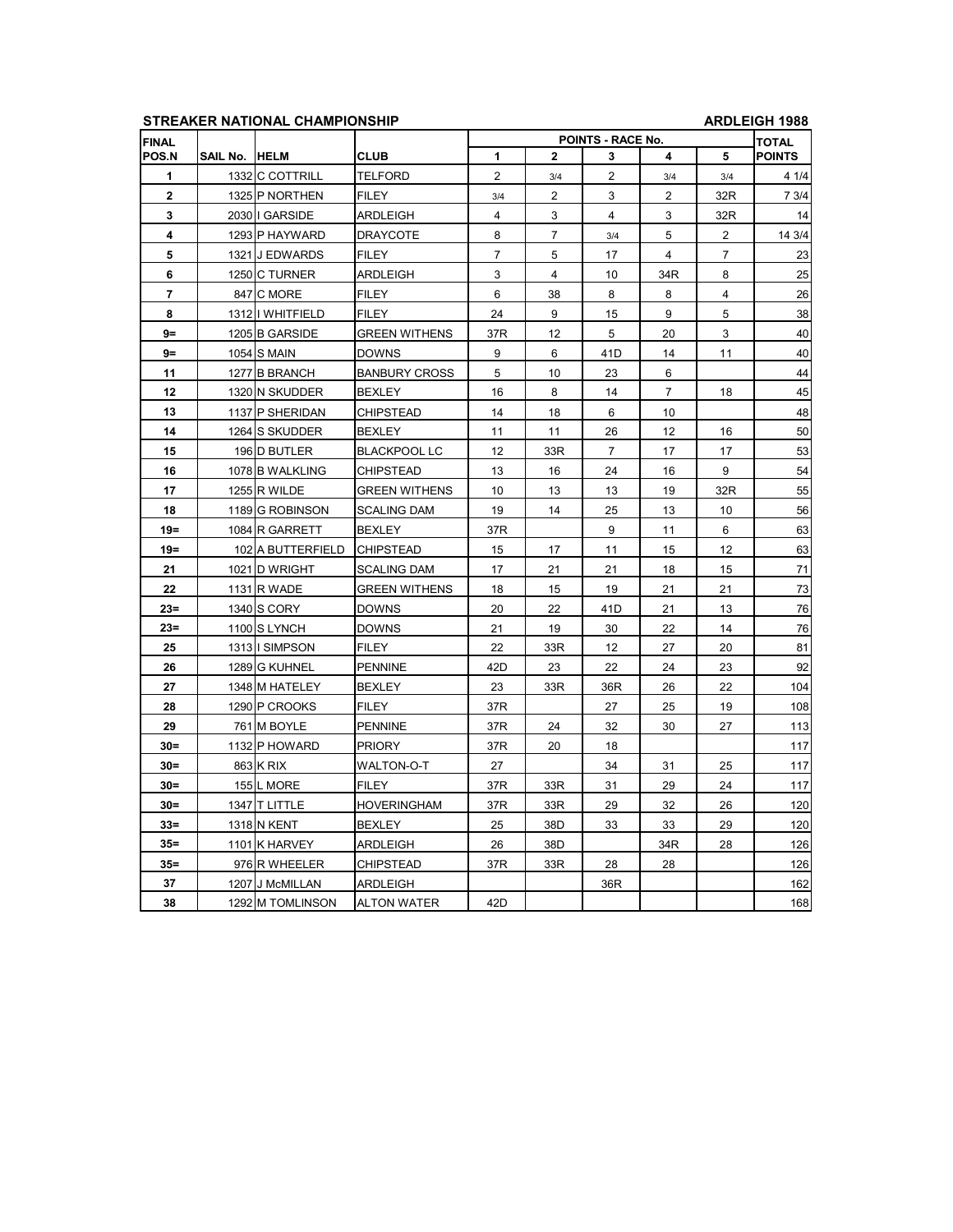**STREAKER NATIONAL CHAMPIONSHIP** **ARDLEIGH 1988**

| FINAL POS.N | SAIL No. | HELM | CLUB | POINTS - RACE No. 1 | 2 | 3 | 4 | 5 | TOTAL POINTS |
|---|---|---|---|---|---|---|---|---|---|
| 1 | 1332 | C COTTRILL | TELFORD | 2 | 3/4 | 2 | 3/4 | 3/4 | 4 1/4 |
| 2 | 1325 | P NORTHEN | FILEY | 3/4 | 2 | 3 | 2 | 32R | 7 3/4 |
| 3 | 2030 | I GARSIDE | ARDLEIGH | 4 | 3 | 4 | 3 | 32R | 14 |
| 4 | 1293 | P HAYWARD | DRAYCOTE | 8 | 7 | 3/4 | 5 | 2 | 14 3/4 |
| 5 | 1321 | J EDWARDS | FILEY | 7 | 5 | 17 | 4 | 7 | 23 |
| 6 | 1250 | C TURNER | ARDLEIGH | 3 | 4 | 10 | 34R | 8 | 25 |
| 7 | 847 | C MORE | FILEY | 6 | 38 | 8 | 8 | 4 | 26 |
| 8 | 1312 | I WHITFIELD | FILEY | 24 | 9 | 15 | 9 | 5 | 38 |
| 9= | 1205 | B GARSIDE | GREEN WITHENS | 37R | 12 | 5 | 20 | 3 | 40 |
| 9= | 1054 | S MAIN | DOWNS | 9 | 6 | 41D | 14 | 11 | 40 |
| 11 | 1277 | B BRANCH | BANBURY CROSS | 5 | 10 | 23 | 6 | | 44 |
| 12 | 1320 | N SKUDDER | BEXLEY | 16 | 8 | 14 | 7 | 18 | 45 |
| 13 | 1137 | P SHERIDAN | CHIPSTEAD | 14 | 18 | 6 | 10 | | 48 |
| 14 | 1264 | S SKUDDER | BEXLEY | 11 | 11 | 26 | 12 | 16 | 50 |
| 15 | 196 | D BUTLER | BLACKPOOL LC | 12 | 33R | 7 | 17 | 17 | 53 |
| 16 | 1078 | B WALKLING | CHIPSTEAD | 13 | 16 | 24 | 16 | 9 | 54 |
| 17 | 1255 | R WILDE | GREEN WITHENS | 10 | 13 | 13 | 19 | 32R | 55 |
| 18 | 1189 | G ROBINSON | SCALING DAM | 19 | 14 | 25 | 13 | 10 | 56 |
| 19= | 1084 | R GARRETT | BEXLEY | 37R | | 9 | 11 | 6 | 63 |
| 19= | 102 | A BUTTERFIELD | CHIPSTEAD | 15 | 17 | 11 | 15 | 12 | 63 |
| 21 | 1021 | D WRIGHT | SCALING DAM | 17 | 21 | 21 | 18 | 15 | 71 |
| 22 | 1131 | R WADE | GREEN WITHENS | 18 | 15 | 19 | 21 | 21 | 73 |
| 23= | 1340 | S CORY | DOWNS | 20 | 22 | 41D | 21 | 13 | 76 |
| 23= | 1100 | S LYNCH | DOWNS | 21 | 19 | 30 | 22 | 14 | 76 |
| 25 | 1313 | I SIMPSON | FILEY | 22 | 33R | 12 | 27 | 20 | 81 |
| 26 | 1289 | G KUHNEL | PENNINE | 42D | 23 | 22 | 24 | 23 | 92 |
| 27 | 1348 | M HATELEY | BEXLEY | 23 | 33R | 36R | 26 | 22 | 104 |
| 28 | 1290 | P CROOKS | FILEY | 37R | | 27 | 25 | 19 | 108 |
| 29 | 761 | M BOYLE | PENNINE | 37R | 24 | 32 | 30 | 27 | 113 |
| 30= | 1132 | P HOWARD | PRIORY | 37R | 20 | 18 | | | 117 |
| 30= | 863 | K RIX | WALTON-O-T | 27 | | 34 | 31 | 25 | 117 |
| 30= | 155 | L MORE | FILEY | 37R | 33R | 31 | 29 | 24 | 117 |
| 30= | 1347 | T LITTLE | HOVERINGHAM | 37R | 33R | 29 | 32 | 26 | 120 |
| 33= | 1318 | N KENT | BEXLEY | 25 | 38D | 33 | 33 | 29 | 120 |
| 35= | 1101 | K HARVEY | ARDLEIGH | 26 | 38D | | 34R | 28 | 126 |
| 35= | 976 | R WHEELER | CHIPSTEAD | 37R | 33R | 28 | 28 | | 126 |
| 37 | 1207 | J McMILLAN | ARDLEIGH | | | 36R | | | 162 |
| 38 | 1292 | M TOMLINSON | ALTON WATER | 42D | | | | | 168 |